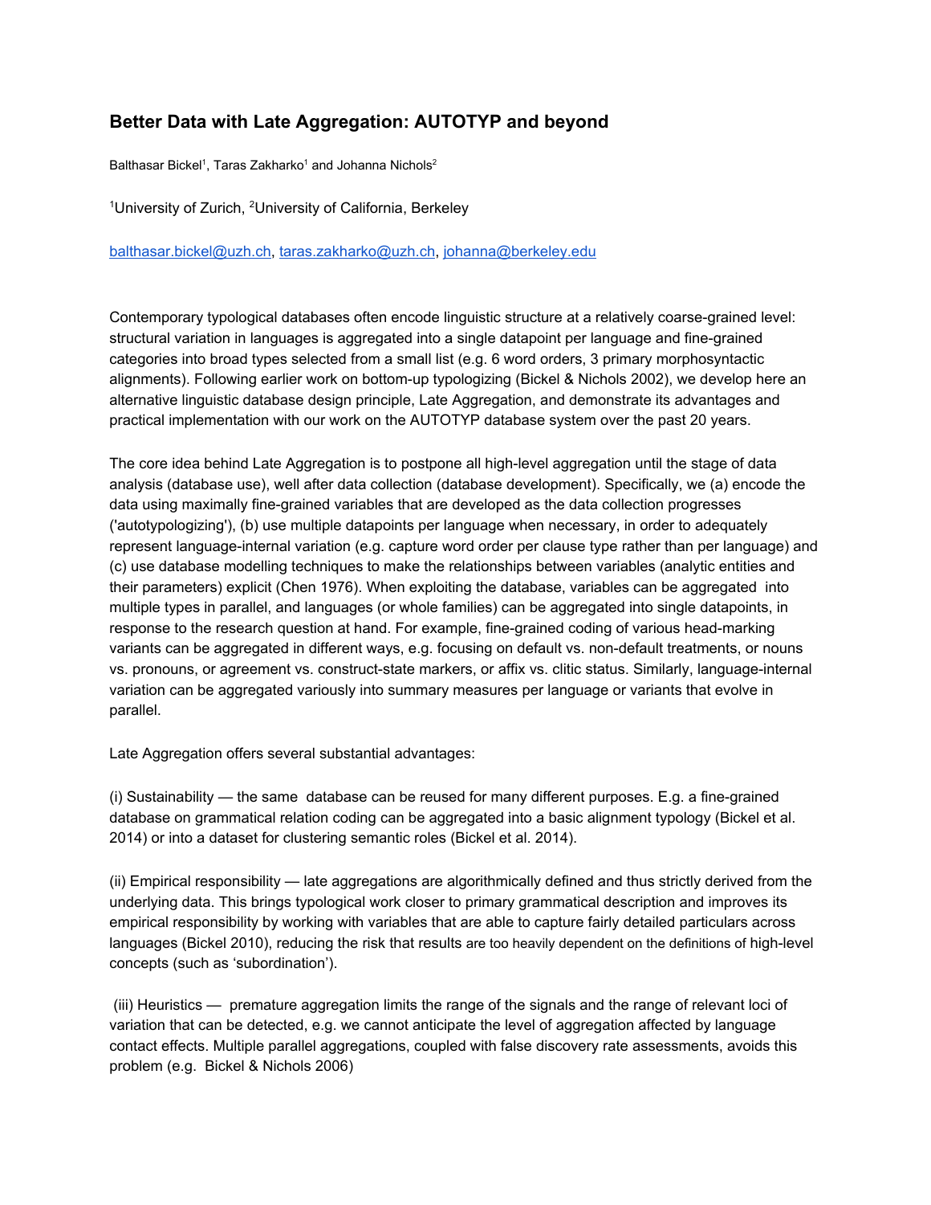# Better Data with Late Aggregation: AUTOTYP and beyond

Balthasar Bickel[1], Taras Zakharko[1] and Johanna Nichols[2]

[1]University of Zurich, [2]University of California, Berkeley

balthasar.bickel@uzh.ch, taras.zakharko@uzh.ch, johanna@berkeley.edu

Contemporary typological databases often encode linguistic structure at a relatively coarse-grained level: structural variation in languages is aggregated into a single datapoint per language and fine-grained categories into broad types selected from a small list (e.g. 6 word orders, 3 primary morphosyntactic alignments). Following earlier work on bottom-up typologizing (Bickel & Nichols 2002), we develop here an alternative linguistic database design principle, Late Aggregation, and demonstrate its advantages and practical implementation with our work on the AUTOTYP database system over the past 20 years.

The core idea behind Late Aggregation is to postpone all high-level aggregation until the stage of data analysis (database use), well after data collection (database development). Specifically, we (a) encode the data using maximally fine-grained variables that are developed as the data collection progresses ('autotypologizing'), (b) use multiple datapoints per language when necessary, in order to adequately represent language-internal variation (e.g. capture word order per clause type rather than per language) and (c) use database modelling techniques to make the relationships between variables (analytic entities and their parameters) explicit (Chen 1976). When exploiting the database, variables can be aggregated into multiple types in parallel, and languages (or whole families) can be aggregated into single datapoints, in response to the research question at hand. For example, fine-grained coding of various head-marking variants can be aggregated in different ways, e.g. focusing on default vs. non-default treatments, or nouns vs. pronouns, or agreement vs. construct-state markers, or affix vs. clitic status. Similarly, language-internal variation can be aggregated variously into summary measures per language or variants that evolve in parallel.

Late Aggregation offers several substantial advantages:

(i) Sustainability — the same database can be reused for many different purposes. E.g. a fine-grained database on grammatical relation coding can be aggregated into a basic alignment typology (Bickel et al. 2014) or into a dataset for clustering semantic roles (Bickel et al. 2014).

(ii) Empirical responsibility — late aggregations are algorithmically defined and thus strictly derived from the underlying data. This brings typological work closer to primary grammatical description and improves its empirical responsibility by working with variables that are able to capture fairly detailed particulars across languages (Bickel 2010), reducing the risk that results are too heavily dependent on the definitions of high-level concepts (such as 'subordination').

(iii) Heuristics — premature aggregation limits the range of the signals and the range of relevant loci of variation that can be detected, e.g. we cannot anticipate the level of aggregation affected by language contact effects. Multiple parallel aggregations, coupled with false discovery rate assessments, avoids this problem (e.g. Bickel & Nichols 2006)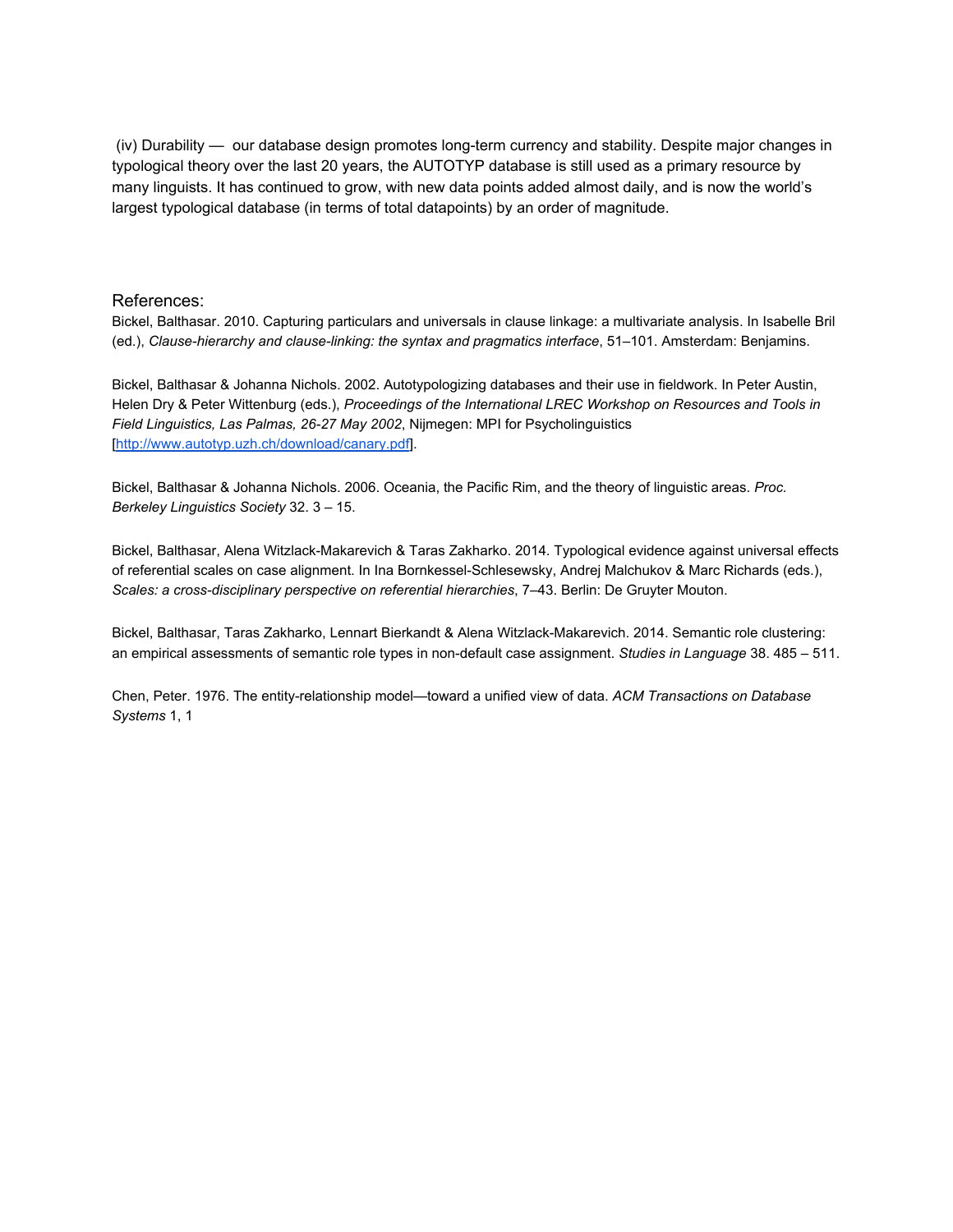(iv) Durability — our database design promotes long-term currency and stability. Despite major changes in typological theory over the last 20 years, the AUTOTYP database is still used as a primary resource by many linguists. It has continued to grow, with new data points added almost daily, and is now the world's largest typological database (in terms of total datapoints) by an order of magnitude.

## References:

Bickel, Balthasar. 2010. Capturing particulars and universals in clause linkage: a multivariate analysis. In Isabelle Bril (ed.), *Clause-hierarchy and clause-linking: the syntax and pragmatics interface*, 51–101. Amsterdam: Benjamins.

Bickel, Balthasar & Johanna Nichols. 2002. Autotypologizing databases and their use in fieldwork. In Peter Austin, Helen Dry & Peter Wittenburg (eds.), *Proceedings of the International LREC Workshop on Resources and Tools in Field Linguistics, Las Palmas, 26-27 May 2002*, Nijmegen: MPI for Psycholinguistics [http://www.autotyp.uzh.ch/download/canary.pdf].

Bickel, Balthasar & Johanna Nichols. 2006. Oceania, the Pacific Rim, and the theory of linguistic areas. *Proc. Berkeley Linguistics Society* 32. 3 – 15.

Bickel, Balthasar, Alena Witzlack-Makarevich & Taras Zakharko. 2014. Typological evidence against universal effects of referential scales on case alignment. In Ina Bornkessel-Schlesewsky, Andrej Malchukov & Marc Richards (eds.), *Scales: a cross-disciplinary perspective on referential hierarchies*, 7–43. Berlin: De Gruyter Mouton.

Bickel, Balthasar, Taras Zakharko, Lennart Bierkandt & Alena Witzlack-Makarevich. 2014. Semantic role clustering: an empirical assessments of semantic role types in non-default case assignment. *Studies in Language* 38. 485 – 511.

Chen, Peter. 1976. The entity-relationship model—toward a unified view of data. *ACM Transactions on Database Systems* 1, 1